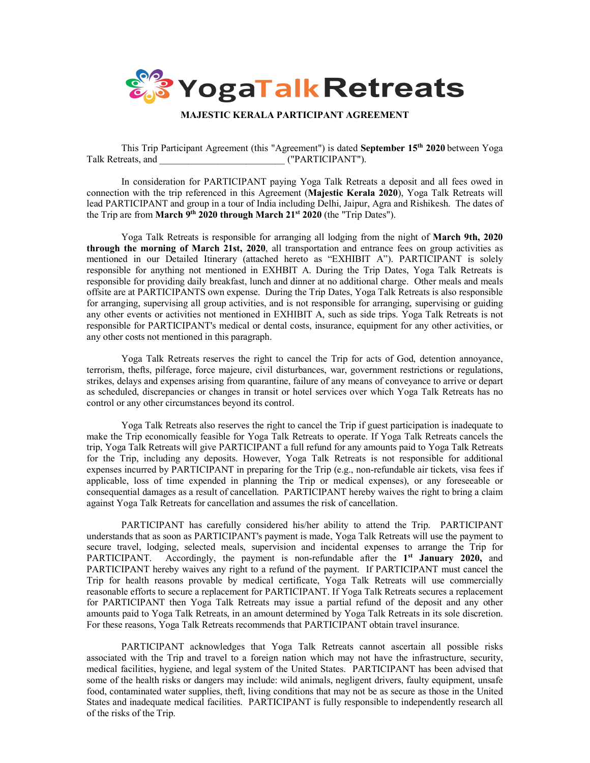# YogaTalkRetreats

**MAJESTIC KERALA PARTICIPANT AGREEMENT**

This Trip Participant Agreement (this "Agreement") is dated **September 15th 2020** between Yoga Talk Retreats, and __________________________ ("PARTICIPANT").

In consideration for PARTICIPANT paying Yoga Talk Retreats a deposit and all fees owed in connection with the trip referenced in this Agreement (**Majestic Kerala 2020**), Yoga Talk Retreats will lead PARTICIPANT and group in a tour of India including Delhi, Jaipur, Agra and Rishikesh. The dates of the Trip are from **March 9th 2020 through March 21st 2020** (the "Trip Dates").

Yoga Talk Retreats is responsible for arranging all lodging from the night of **March 9th, 2020 through the morning of March 21st, 2020**, all transportation and entrance fees on group activities as mentioned in our Detailed Itinerary (attached hereto as "EXHIBIT A"). PARTICIPANT is solely responsible for anything not mentioned in EXHBIT A. During the Trip Dates, Yoga Talk Retreats is responsible for providing daily breakfast, lunch and dinner at no additional charge. Other meals and meals offsite are at PARTICIPANTS own expense. During the Trip Dates, Yoga Talk Retreats is also responsible for arranging, supervising all group activities, and is not responsible for arranging, supervising or guiding any other events or activities not mentioned in EXHIBIT A, such as side trips. Yoga Talk Retreats is not responsible for PARTICIPANT's medical or dental costs, insurance, equipment for any other activities, or any other costs not mentioned in this paragraph.

Yoga Talk Retreats reserves the right to cancel the Trip for acts of God, detention annoyance, terrorism, thefts, pilferage, force majeure, civil disturbances, war, government restrictions or regulations, strikes, delays and expenses arising from quarantine, failure of any means of conveyance to arrive or depart as scheduled, discrepancies or changes in transit or hotel services over which Yoga Talk Retreats has no control or any other circumstances beyond its control.

Yoga Talk Retreats also reserves the right to cancel the Trip if guest participation is inadequate to make the Trip economically feasible for Yoga Talk Retreats to operate. If Yoga Talk Retreats cancels the trip, Yoga Talk Retreats will give PARTICIPANT a full refund for any amounts paid to Yoga Talk Retreats for the Trip, including any deposits. However, Yoga Talk Retreats is not responsible for additional expenses incurred by PARTICIPANT in preparing for the Trip (e.g., non-refundable air tickets, visa fees if applicable, loss of time expended in planning the Trip or medical expenses), or any foreseeable or consequential damages as a result of cancellation. PARTICIPANT hereby waives the right to bring a claim against Yoga Talk Retreats for cancellation and assumes the risk of cancellation.

PARTICIPANT has carefully considered his/her ability to attend the Trip. PARTICIPANT understands that as soon as PARTICIPANT's payment is made, Yoga Talk Retreats will use the payment to secure travel, lodging, selected meals, supervision and incidental expenses to arrange the Trip for PARTICIPANT. Accordingly, the payment is non-refundable after the **1st January 2020,** and PARTICIPANT hereby waives any right to a refund of the payment. If PARTICIPANT must cancel the Trip for health reasons provable by medical certificate, Yoga Talk Retreats will use commercially reasonable efforts to secure a replacement for PARTICIPANT. If Yoga Talk Retreats secures a replacement for PARTICIPANT then Yoga Talk Retreats may issue a partial refund of the deposit and any other amounts paid to Yoga Talk Retreats, in an amount determined by Yoga Talk Retreats in its sole discretion. For these reasons, Yoga Talk Retreats recommends that PARTICIPANT obtain travel insurance.

PARTICIPANT acknowledges that Yoga Talk Retreats cannot ascertain all possible risks associated with the Trip and travel to a foreign nation which may not have the infrastructure, security, medical facilities, hygiene, and legal system of the United States. PARTICIPANT has been advised that some of the health risks or dangers may include: wild animals, negligent drivers, faulty equipment, unsafe food, contaminated water supplies, theft, living conditions that may not be as secure as those in the United States and inadequate medical facilities. PARTICIPANT is fully responsible to independently research all of the risks of the Trip.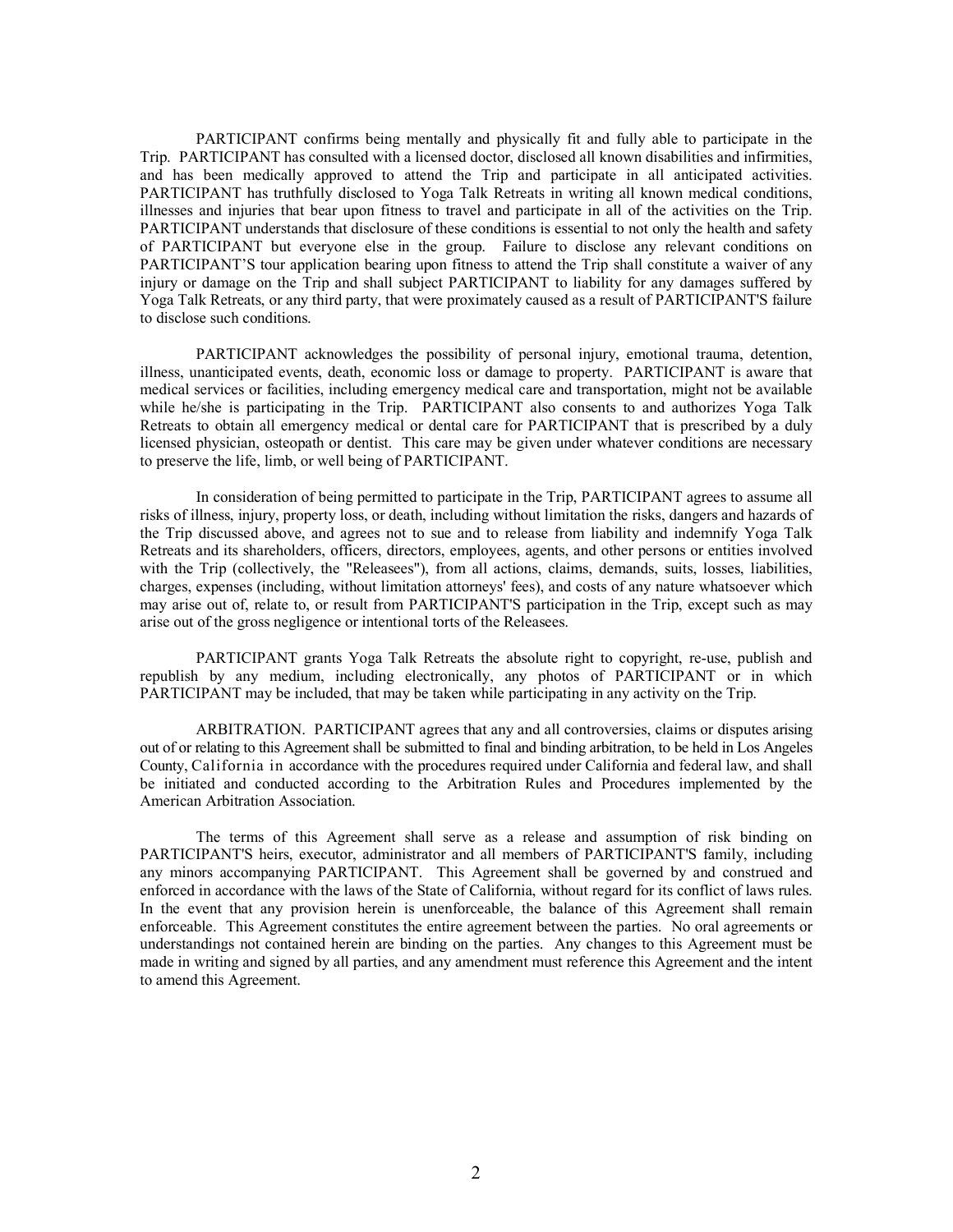PARTICIPANT confirms being mentally and physically fit and fully able to participate in the Trip. PARTICIPANT has consulted with a licensed doctor, disclosed all known disabilities and infirmities, and has been medically approved to attend the Trip and participate in all anticipated activities. PARTICIPANT has truthfully disclosed to Yoga Talk Retreats in writing all known medical conditions, illnesses and injuries that bear upon fitness to travel and participate in all of the activities on the Trip. PARTICIPANT understands that disclosure of these conditions is essential to not only the health and safety of PARTICIPANT but everyone else in the group. Failure to disclose any relevant conditions on PARTICIPANT'S tour application bearing upon fitness to attend the Trip shall constitute a waiver of any injury or damage on the Trip and shall subject PARTICIPANT to liability for any damages suffered by Yoga Talk Retreats, or any third party, that were proximately caused as a result of PARTICIPANT'S failure to disclose such conditions.

PARTICIPANT acknowledges the possibility of personal injury, emotional trauma, detention, illness, unanticipated events, death, economic loss or damage to property. PARTICIPANT is aware that medical services or facilities, including emergency medical care and transportation, might not be available while he/she is participating in the Trip. PARTICIPANT also consents to and authorizes Yoga Talk Retreats to obtain all emergency medical or dental care for PARTICIPANT that is prescribed by a duly licensed physician, osteopath or dentist. This care may be given under whatever conditions are necessary to preserve the life, limb, or well being of PARTICIPANT.

In consideration of being permitted to participate in the Trip, PARTICIPANT agrees to assume all risks of illness, injury, property loss, or death, including without limitation the risks, dangers and hazards of the Trip discussed above, and agrees not to sue and to release from liability and indemnify Yoga Talk Retreats and its shareholders, officers, directors, employees, agents, and other persons or entities involved with the Trip (collectively, the "Releasees"), from all actions, claims, demands, suits, losses, liabilities, charges, expenses (including, without limitation attorneys' fees), and costs of any nature whatsoever which may arise out of, relate to, or result from PARTICIPANT'S participation in the Trip, except such as may arise out of the gross negligence or intentional torts of the Releasees.

PARTICIPANT grants Yoga Talk Retreats the absolute right to copyright, re-use, publish and republish by any medium, including electronically, any photos of PARTICIPANT or in which PARTICIPANT may be included, that may be taken while participating in any activity on the Trip.

ARBITRATION. PARTICIPANT agrees that any and all controversies, claims or disputes arising out of or relating to this Agreement shall be submitted to final and binding arbitration, to be held in Los Angeles County, California in accordance with the procedures required under California and federal law, and shall be initiated and conducted according to the Arbitration Rules and Procedures implemented by the American Arbitration Association.

The terms of this Agreement shall serve as a release and assumption of risk binding on PARTICIPANT'S heirs, executor, administrator and all members of PARTICIPANT'S family, including any minors accompanying PARTICIPANT. This Agreement shall be governed by and construed and enforced in accordance with the laws of the State of California, without regard for its conflict of laws rules. In the event that any provision herein is unenforceable, the balance of this Agreement shall remain enforceable. This Agreement constitutes the entire agreement between the parties. No oral agreements or understandings not contained herein are binding on the parties. Any changes to this Agreement must be made in writing and signed by all parties, and any amendment must reference this Agreement and the intent to amend this Agreement.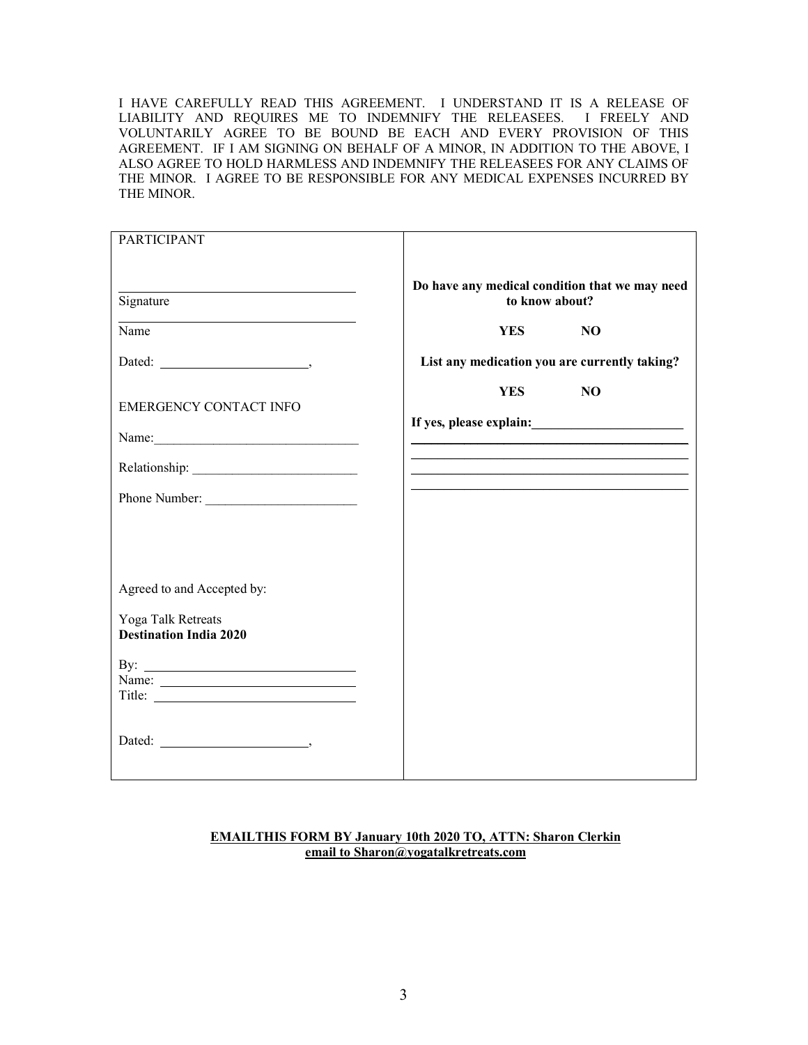I HAVE CAREFULLY READ THIS AGREEMENT. I UNDERSTAND IT IS A RELEASE OF LIABILITY AND REQUIRES ME TO INDEMNIFY THE RELEASEES. I FREELY AND VOLUNTARILY AGREE TO BE BOUND BE EACH AND EVERY PROVISION OF THIS AGREEMENT. IF I AM SIGNING ON BEHALF OF A MINOR, IN ADDITION TO THE ABOVE, I ALSO AGREE TO HOLD HARMLESS AND INDEMNIFY THE RELEASEES FOR ANY CLAIMS OF THE MINOR. I AGREE TO BE RESPONSIBLE FOR ANY MEDICAL EXPENSES INCURRED BY THE MINOR.

| PARTICIPANT | |
|---|---|
| \_\_\_\_\_\_\_\_\_\_\_\_\_\_\_\_\_\_\_\_\_\_\_\_\_\_\_\_\_\_\_\_\_\_\_\_<br>Signature | **Do have any medical condition that we may need to know about?** |
| \_\_\_\_\_\_\_\_\_\_\_\_\_\_\_\_\_\_\_\_\_\_\_\_\_\_\_\_\_\_\_\_\_\_\_\_<br>Name | **YES NO** |
| Dated: \_\_\_\_\_\_\_\_\_\_\_\_\_\_\_\_\_\_\_\_\_\_\_, | **List any medication you are currently taking?** |
| EMERGENCY CONTACT INFO | **YES NO** |
| Name:\_\_\_\_\_\_\_\_\_\_\_\_\_\_\_\_\_\_\_\_\_\_\_\_\_\_\_\_\_\_\_ | **If yes, please explain:\_\_\_\_\_\_\_\_\_\_\_\_\_\_\_\_\_\_\_\_\_\_\_** |
| Relationship: \_\_\_\_\_\_\_\_\_\_\_\_\_\_\_\_\_\_\_\_\_\_\_\_\_ | \_\_\_\_\_\_\_\_\_\_\_\_\_\_\_\_\_\_\_\_\_\_\_\_\_\_\_\_\_\_\_\_\_\_\_\_\_\_\_\_\_\_\_ |
| Phone Number: \_\_\_\_\_\_\_\_\_\_\_\_\_\_\_\_\_\_\_\_\_\_\_ | \_\_\_\_\_\_\_\_\_\_\_\_\_\_\_\_\_\_\_\_\_\_\_\_\_\_\_\_\_\_\_\_\_\_\_\_\_\_\_\_\_\_\_ |
| Agreed to and Accepted by: | |
| Yoga Talk Retreats<br>**Destination India 2020** | |
| By: \_\_\_\_\_\_\_\_\_\_\_\_\_\_\_\_\_\_\_\_\_\_\_\_\_\_\_\_\_\_\_<br>Name: \_\_\_\_\_\_\_\_\_\_\_\_\_\_\_\_\_\_\_\_\_\_\_\_\_\_\_\_\_<br>Title: \_\_\_\_\_\_\_\_\_\_\_\_\_\_\_\_\_\_\_\_\_\_\_\_\_\_\_\_\_\_ | |
| Dated: \_\_\_\_\_\_\_\_\_\_\_\_\_\_\_\_\_\_\_\_\_\_\_, | |

**EMAILTHIS FORM BY January 10th 2020 TO, ATTN: Sharon Clerkin**
**email to Sharon@yogatalkretreats.com**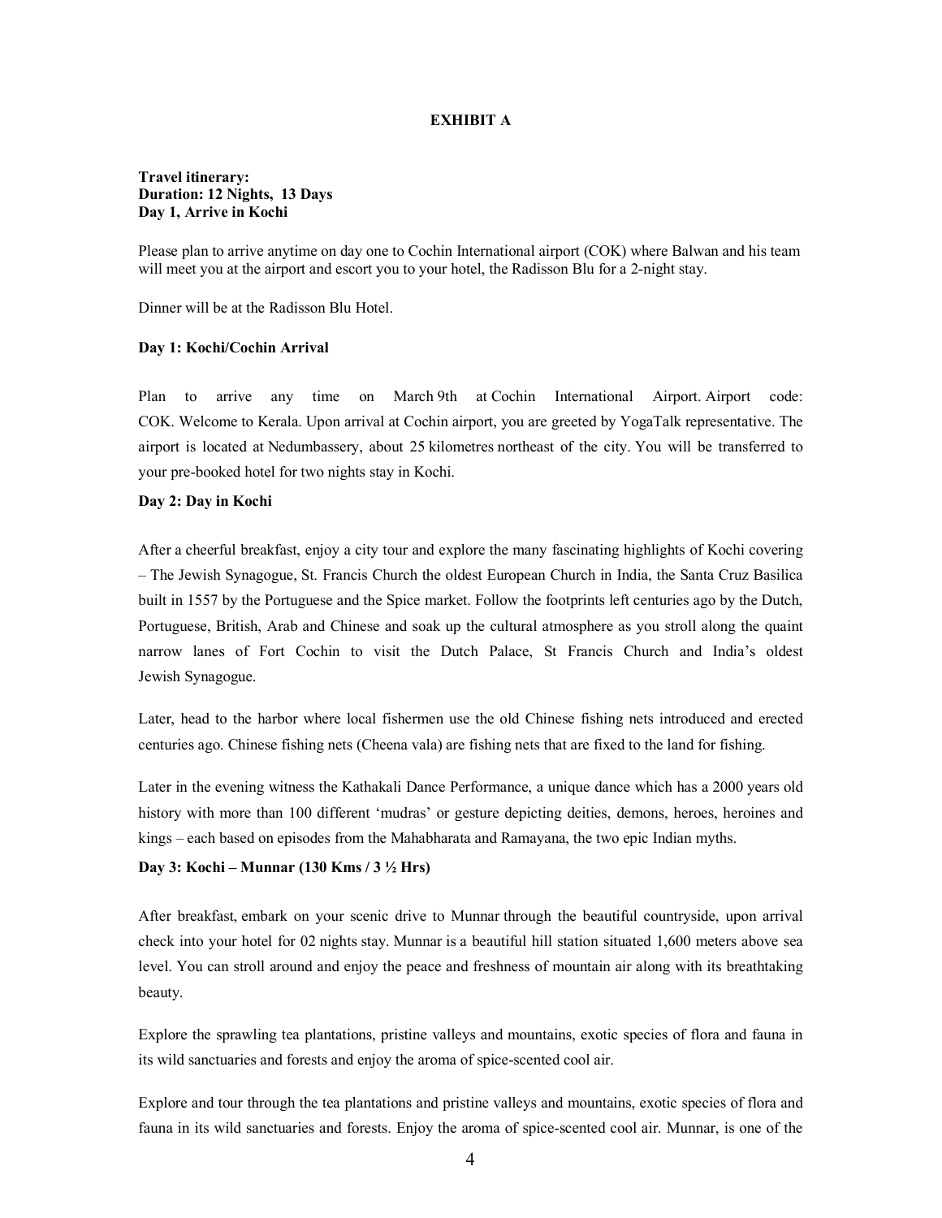**EXHIBIT A**

**Travel itinerary:**
**Duration: 12 Nights, 13 Days**
**Day 1, Arrive in Kochi**

Please plan to arrive anytime on day one to Cochin International airport (COK) where Balwan and his team will meet you at the airport and escort you to your hotel, the Radisson Blu for a 2-night stay.

Dinner will be at the Radisson Blu Hotel.

**Day 1: Kochi/Cochin Arrival**

Plan to arrive any time on March 9th at Cochin International Airport. Airport code: COK. Welcome to Kerala. Upon arrival at Cochin airport, you are greeted by YogaTalk representative. The airport is located at Nedumbassery, about 25 kilometres northeast of the city. You will be transferred to your pre-booked hotel for two nights stay in Kochi.

**Day 2: Day in Kochi**

After a cheerful breakfast, enjoy a city tour and explore the many fascinating highlights of Kochi covering – The Jewish Synagogue, St. Francis Church the oldest European Church in India, the Santa Cruz Basilica built in 1557 by the Portuguese and the Spice market. Follow the footprints left centuries ago by the Dutch, Portuguese, British, Arab and Chinese and soak up the cultural atmosphere as you stroll along the quaint narrow lanes of Fort Cochin to visit the Dutch Palace, St Francis Church and India's oldest Jewish Synagogue.

Later, head to the harbor where local fishermen use the old Chinese fishing nets introduced and erected centuries ago. Chinese fishing nets (Cheena vala) are fishing nets that are fixed to the land for fishing.

Later in the evening witness the Kathakali Dance Performance, a unique dance which has a 2000 years old history with more than 100 different 'mudras' or gesture depicting deities, demons, heroes, heroines and kings – each based on episodes from the Mahabharata and Ramayana, the two epic Indian myths.

**Day 3: Kochi – Munnar (130 Kms / 3 ½ Hrs)**

After breakfast, embark on your scenic drive to Munnar through the beautiful countryside, upon arrival check into your hotel for 02 nights stay. Munnar is a beautiful hill station situated 1,600 meters above sea level. You can stroll around and enjoy the peace and freshness of mountain air along with its breathtaking beauty.

Explore the sprawling tea plantations, pristine valleys and mountains, exotic species of flora and fauna in its wild sanctuaries and forests and enjoy the aroma of spice-scented cool air.

Explore and tour through the tea plantations and pristine valleys and mountains, exotic species of flora and fauna in its wild sanctuaries and forests. Enjoy the aroma of spice-scented cool air. Munnar, is one of the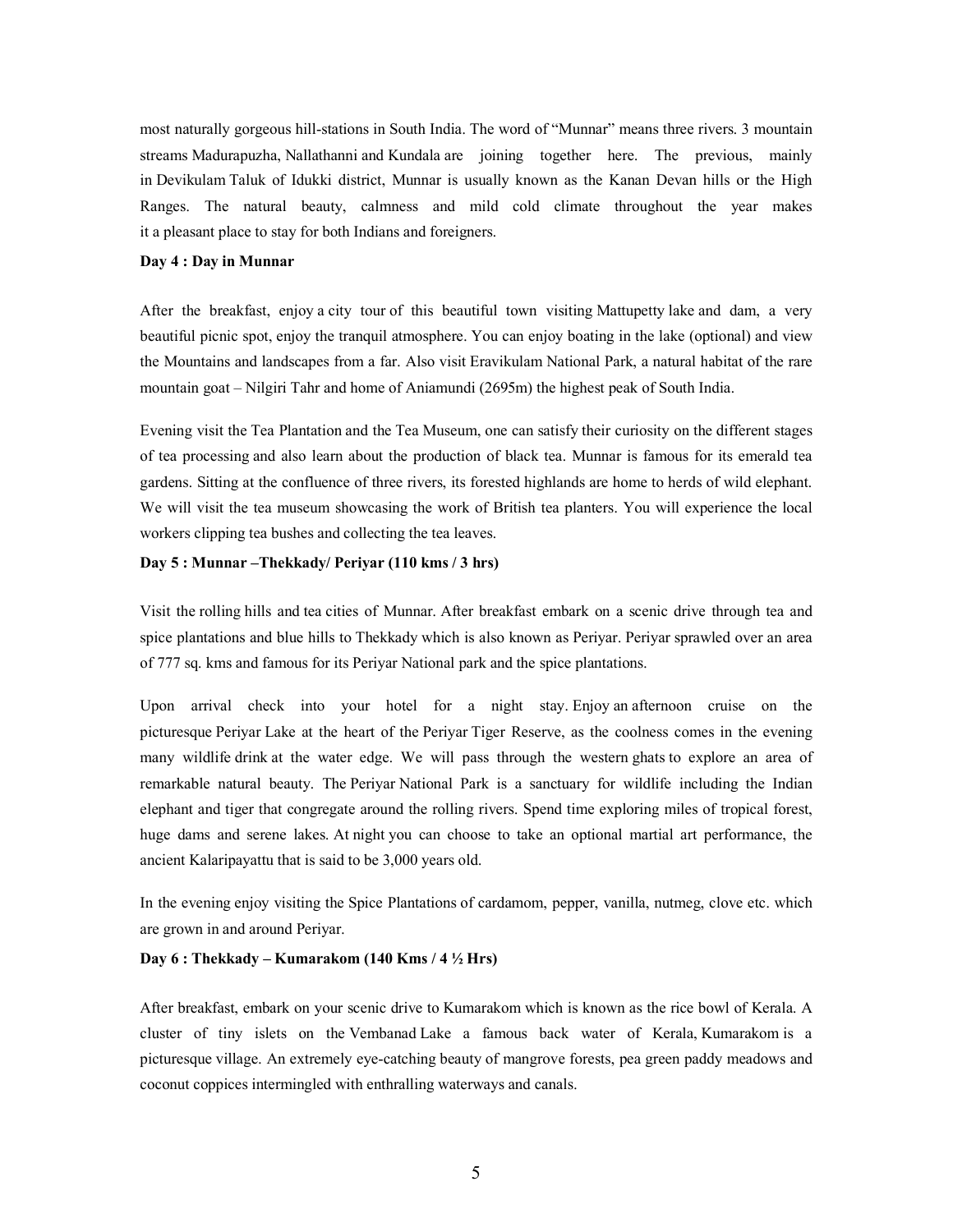most naturally gorgeous hill-stations in South India. The word of "Munnar" means three rivers. 3 mountain streams Madurapuzha, Nallathanni and Kundala are joining together here. The previous, mainly in Devikulam Taluk of Idukki district, Munnar is usually known as the Kanan Devan hills or the High Ranges. The natural beauty, calmness and mild cold climate throughout the year makes it a pleasant place to stay for both Indians and foreigners.

**Day 4 : Day in Munnar**

After the breakfast, enjoy a city tour of this beautiful town visiting Mattupetty lake and dam, a very beautiful picnic spot, enjoy the tranquil atmosphere. You can enjoy boating in the lake (optional) and view the Mountains and landscapes from a far. Also visit Eravikulam National Park, a natural habitat of the rare mountain goat – Nilgiri Tahr and home of Aniamundi (2695m) the highest peak of South India.

Evening visit the Tea Plantation and the Tea Museum, one can satisfy their curiosity on the different stages of tea processing and also learn about the production of black tea. Munnar is famous for its emerald tea gardens. Sitting at the confluence of three rivers, its forested highlands are home to herds of wild elephant. We will visit the tea museum showcasing the work of British tea planters. You will experience the local workers clipping tea bushes and collecting the tea leaves.

**Day 5 : Munnar –Thekkady/ Periyar (110 kms / 3 hrs)**

Visit the rolling hills and tea cities of Munnar. After breakfast embark on a scenic drive through tea and spice plantations and blue hills to Thekkady which is also known as Periyar. Periyar sprawled over an area of 777 sq. kms and famous for its Periyar National park and the spice plantations.

Upon arrival check into your hotel for a night stay. Enjoy an afternoon cruise on the picturesque Periyar Lake at the heart of the Periyar Tiger Reserve, as the coolness comes in the evening many wildlife drink at the water edge. We will pass through the western ghats to explore an area of remarkable natural beauty. The Periyar National Park is a sanctuary for wildlife including the Indian elephant and tiger that congregate around the rolling rivers. Spend time exploring miles of tropical forest, huge dams and serene lakes. At night you can choose to take an optional martial art performance, the ancient Kalaripayattu that is said to be 3,000 years old.

In the evening enjoy visiting the Spice Plantations of cardamom, pepper, vanilla, nutmeg, clove etc. which are grown in and around Periyar.

**Day 6 : Thekkady – Kumarakom (140 Kms / 4 ½ Hrs)**

After breakfast, embark on your scenic drive to Kumarakom which is known as the rice bowl of Kerala. A cluster of tiny islets on the Vembanad Lake a famous back water of Kerala, Kumarakom is a picturesque village. An extremely eye-catching beauty of mangrove forests, pea green paddy meadows and coconut coppices intermingled with enthralling waterways and canals.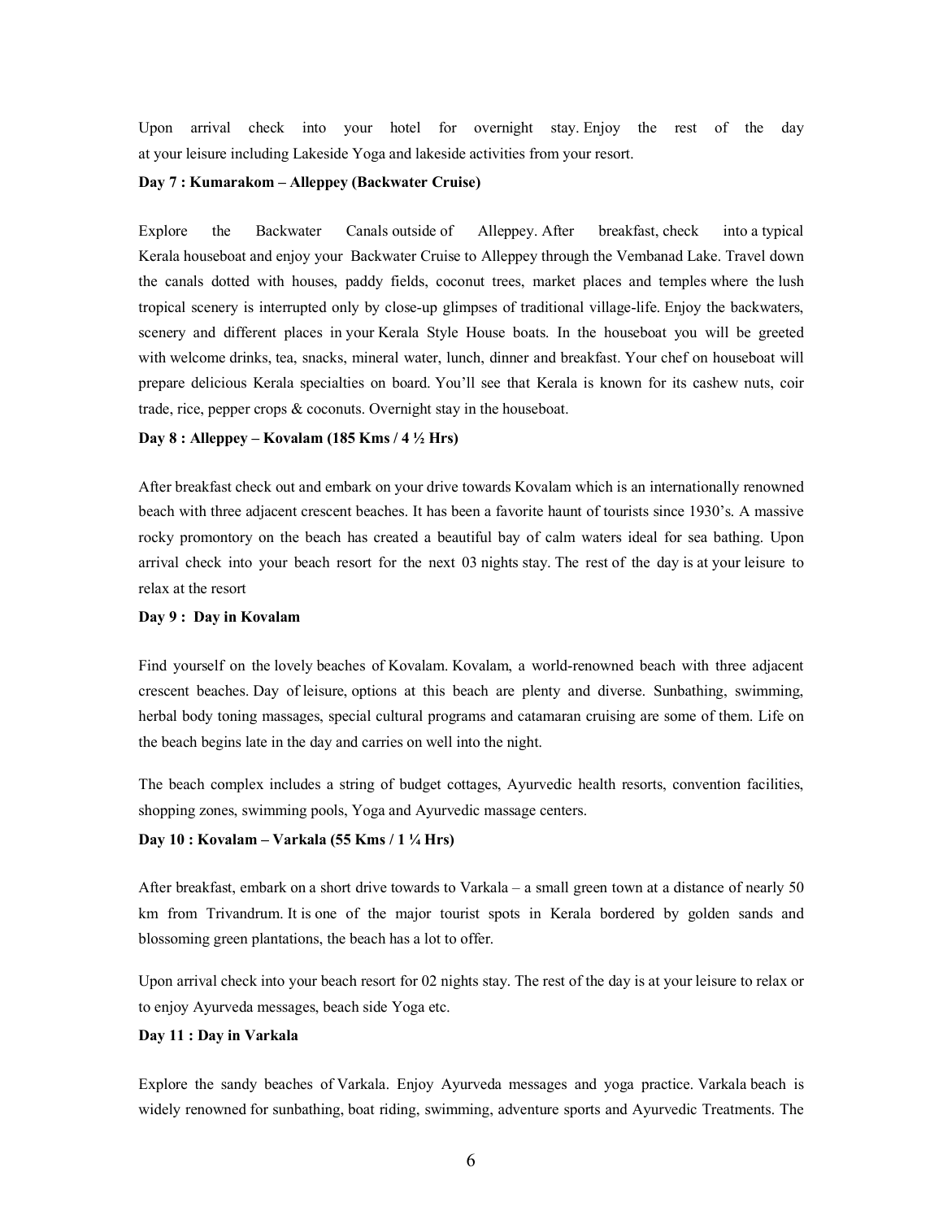Upon arrival check into your hotel for overnight stay. Enjoy the rest of the day at your leisure including Lakeside Yoga and lakeside activities from your resort.

**Day 7 : Kumarakom – Alleppey (Backwater Cruise)**

Explore the Backwater Canals outside of Alleppey. After breakfast, check into a typical Kerala houseboat and enjoy your Backwater Cruise to Alleppey through the Vembanad Lake. Travel down the canals dotted with houses, paddy fields, coconut trees, market places and temples where the lush tropical scenery is interrupted only by close-up glimpses of traditional village-life. Enjoy the backwaters, scenery and different places in your Kerala Style House boats. In the houseboat you will be greeted with welcome drinks, tea, snacks, mineral water, lunch, dinner and breakfast. Your chef on houseboat will prepare delicious Kerala specialties on board. You'll see that Kerala is known for its cashew nuts, coir trade, rice, pepper crops & coconuts. Overnight stay in the houseboat.

**Day 8 : Alleppey – Kovalam (185 Kms / 4 ½ Hrs)**

After breakfast check out and embark on your drive towards Kovalam which is an internationally renowned beach with three adjacent crescent beaches. It has been a favorite haunt of tourists since 1930's. A massive rocky promontory on the beach has created a beautiful bay of calm waters ideal for sea bathing. Upon arrival check into your beach resort for the next 03 nights stay. The rest of the day is at your leisure to relax at the resort

**Day 9 : Day in Kovalam**

Find yourself on the lovely beaches of Kovalam. Kovalam, a world-renowned beach with three adjacent crescent beaches. Day of leisure, options at this beach are plenty and diverse. Sunbathing, swimming, herbal body toning massages, special cultural programs and catamaran cruising are some of them. Life on the beach begins late in the day and carries on well into the night.

The beach complex includes a string of budget cottages, Ayurvedic health resorts, convention facilities, shopping zones, swimming pools, Yoga and Ayurvedic massage centers.

**Day 10 : Kovalam – Varkala (55 Kms / 1 ¼ Hrs)**

After breakfast, embark on a short drive towards to Varkala – a small green town at a distance of nearly 50 km from Trivandrum. It is one of the major tourist spots in Kerala bordered by golden sands and blossoming green plantations, the beach has a lot to offer.

Upon arrival check into your beach resort for 02 nights stay. The rest of the day is at your leisure to relax or to enjoy Ayurveda messages, beach side Yoga etc.

**Day 11 : Day in Varkala**

Explore the sandy beaches of Varkala. Enjoy Ayurveda messages and yoga practice. Varkala beach is widely renowned for sunbathing, boat riding, swimming, adventure sports and Ayurvedic Treatments. The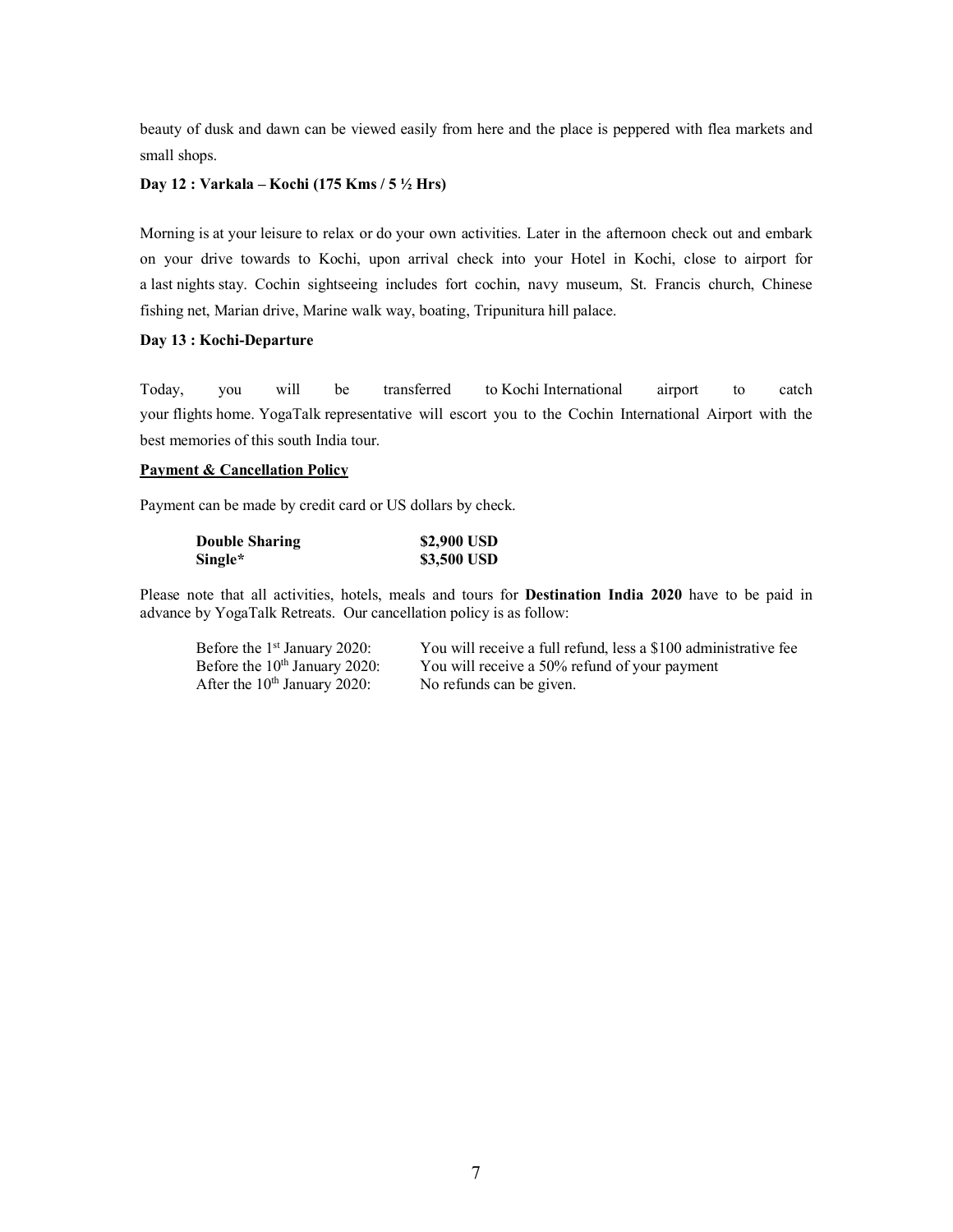beauty of dusk and dawn can be viewed easily from here and the place is peppered with flea markets and small shops.

**Day 12 : Varkala – Kochi (175 Kms / 5 ½ Hrs)**

Morning is at your leisure to relax or do your own activities. Later in the afternoon check out and embark on your drive towards to Kochi, upon arrival check into your Hotel in Kochi, close to airport for a last nights stay. Cochin sightseeing includes fort cochin, navy museum, St. Francis church, Chinese fishing net, Marian drive, Marine walk way, boating, Tripunitura hill palace.

**Day 13 : Kochi-Departure**

Today, you will be transferred to Kochi International airport to catch your flights home. YogaTalk representative will escort you to the Cochin International Airport with the best memories of this south India tour.

**Payment & Cancellation Policy**

Payment can be made by credit card or US dollars by check.

| | |
|---|---|
| **Double Sharing** | **$2,900 USD** |
| **Single*** | **$3,500 USD** |

Please note that all activities, hotels, meals and tours for **Destination India 2020** have to be paid in advance by YogaTalk Retreats. Our cancellation policy is as follow:

| | |
|---|---|
| Before the 1st January 2020: | You will receive a full refund, less a $100 administrative fee |
| Before the 10th January 2020: | You will receive a 50% refund of your payment |
| After the 10th January 2020: | No refunds can be given. |